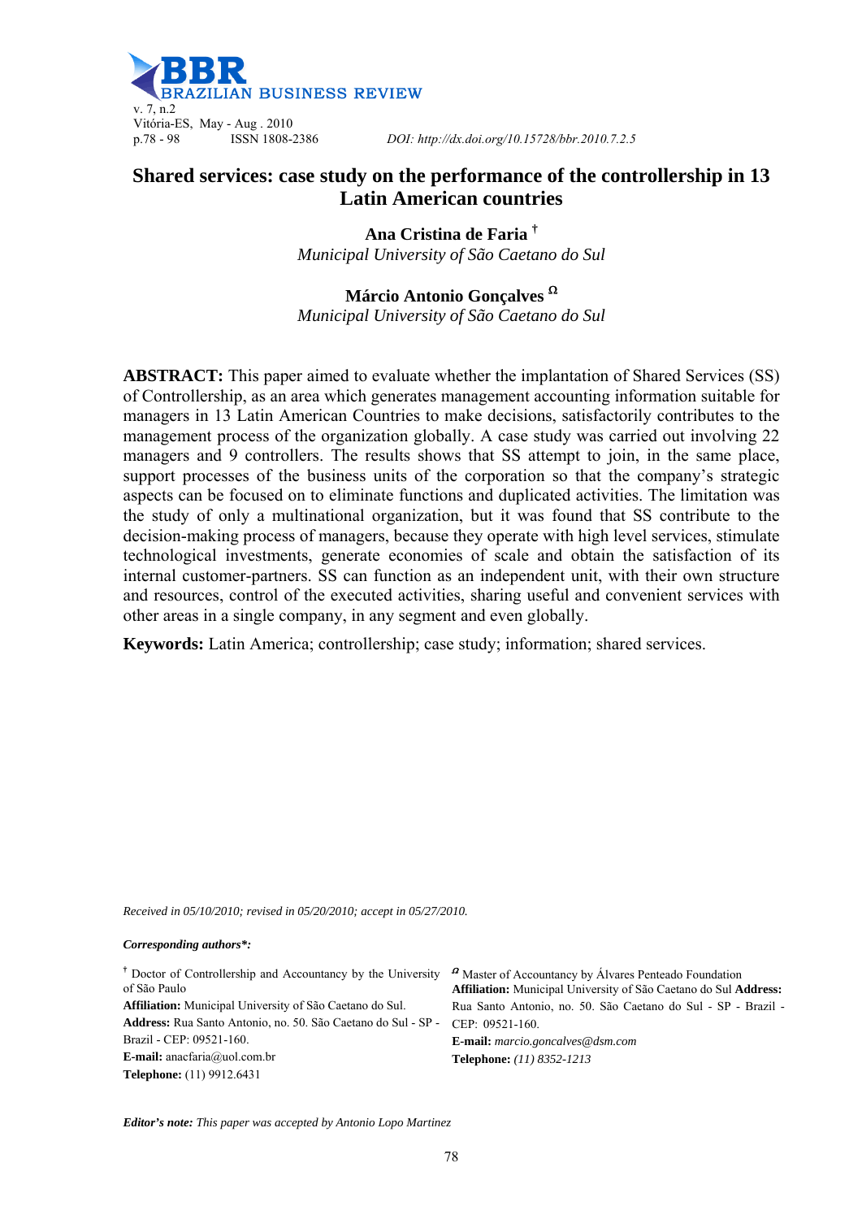# Shared services: case study on the performance of the controllership in 13 Latin American countries

**Ana Cristina de Faria** [†]
*Municipal University of São Caetano do Sul*

**Márcio Antonio Gonçalves** [Ω]
*Municipal University of São Caetano do Sul*

**ABSTRACT:** This paper aimed to evaluate whether the implantation of Shared Services (SS) of Controllership, as an area which generates management accounting information suitable for managers in 13 Latin American Countries to make decisions, satisfactorily contributes to the management process of the organization globally. A case study was carried out involving 22 managers and 9 controllers. The results shows that SS attempt to join, in the same place, support processes of the business units of the corporation so that the company's strategic aspects can be focused on to eliminate functions and duplicated activities. The limitation was the study of only a multinational organization, but it was found that SS contribute to the decision-making process of managers, because they operate with high level services, stimulate technological investments, generate economies of scale and obtain the satisfaction of its internal customer-partners. SS can function as an independent unit, with their own structure and resources, control of the executed activities, sharing useful and convenient services with other areas in a single company, in any segment and even globally.

**Keywords:** Latin America; controllership; case study; information; shared services.

*Received in 05/10/2010; revised in 05/20/2010; accept in 05/27/2010.*

***Corresponding authors*:***

[†] Doctor of Controllership and Accountancy by the University of São Paulo
**Affiliation:** Municipal University of São Caetano do Sul.
**Address:** Rua Santo Antonio, no. 50. São Caetano do Sul - SP - Brazil - CEP: 09521-160.
**E-mail:** anacfaria@uol.com.br
**Telephone:** (11) 9912.6431

[Ω] Master of Accountancy by Álvares Penteado Foundation
**Affiliation:** Municipal University of São Caetano do Sul **Address:** Rua Santo Antonio, no. 50. São Caetano do Sul - SP - Brazil - CEP: 09521-160.
**E-mail:** *marcio.goncalves@dsm.com*
**Telephone:** *(11) 8352-1213*

***Editor's note:*** *This paper was accepted by Antonio Lopo Martinez*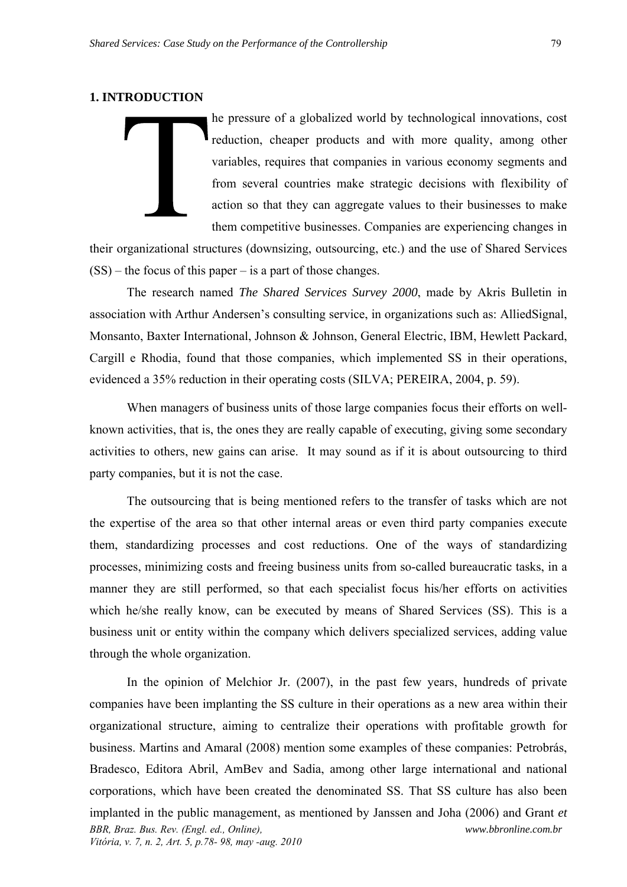## 1. INTRODUCTION

The pressure of a globalized world by technological innovations, cost reduction, cheaper products and with more quality, among other variables, requires that companies in various economy segments and from several countries make strategic decisions with flexibility of action so that they can aggregate values to their businesses to make them competitive businesses. Companies are experiencing changes in their organizational structures (downsizing, outsourcing, etc.) and the use of Shared Services (SS) – the focus of this paper – is a part of those changes.

The research named *The Shared Services Survey 2000*, made by Akris Bulletin in association with Arthur Andersen's consulting service, in organizations such as: AlliedSignal, Monsanto, Baxter International, Johnson & Johnson, General Electric, IBM, Hewlett Packard, Cargill e Rhodia, found that those companies, which implemented SS in their operations, evidenced a 35% reduction in their operating costs (SILVA; PEREIRA, 2004, p. 59).

When managers of business units of those large companies focus their efforts on well-known activities, that is, the ones they are really capable of executing, giving some secondary activities to others, new gains can arise. It may sound as if it is about outsourcing to third party companies, but it is not the case.

The outsourcing that is being mentioned refers to the transfer of tasks which are not the expertise of the area so that other internal areas or even third party companies execute them, standardizing processes and cost reductions. One of the ways of standardizing processes, minimizing costs and freeing business units from so-called bureaucratic tasks, in a manner they are still performed, so that each specialist focus his/her efforts on activities which he/she really know, can be executed by means of Shared Services (SS). This is a business unit or entity within the company which delivers specialized services, adding value through the whole organization.

In the opinion of Melchior Jr. (2007), in the past few years, hundreds of private companies have been implanting the SS culture in their operations as a new area within their organizational structure, aiming to centralize their operations with profitable growth for business. Martins and Amaral (2008) mention some examples of these companies: Petrobrás, Bradesco, Editora Abril, AmBev and Sadia, among other large international and national corporations, which have been created the denominated SS. That SS culture has also been implanted in the public management, as mentioned by Janssen and Joha (2006) and Grant *et*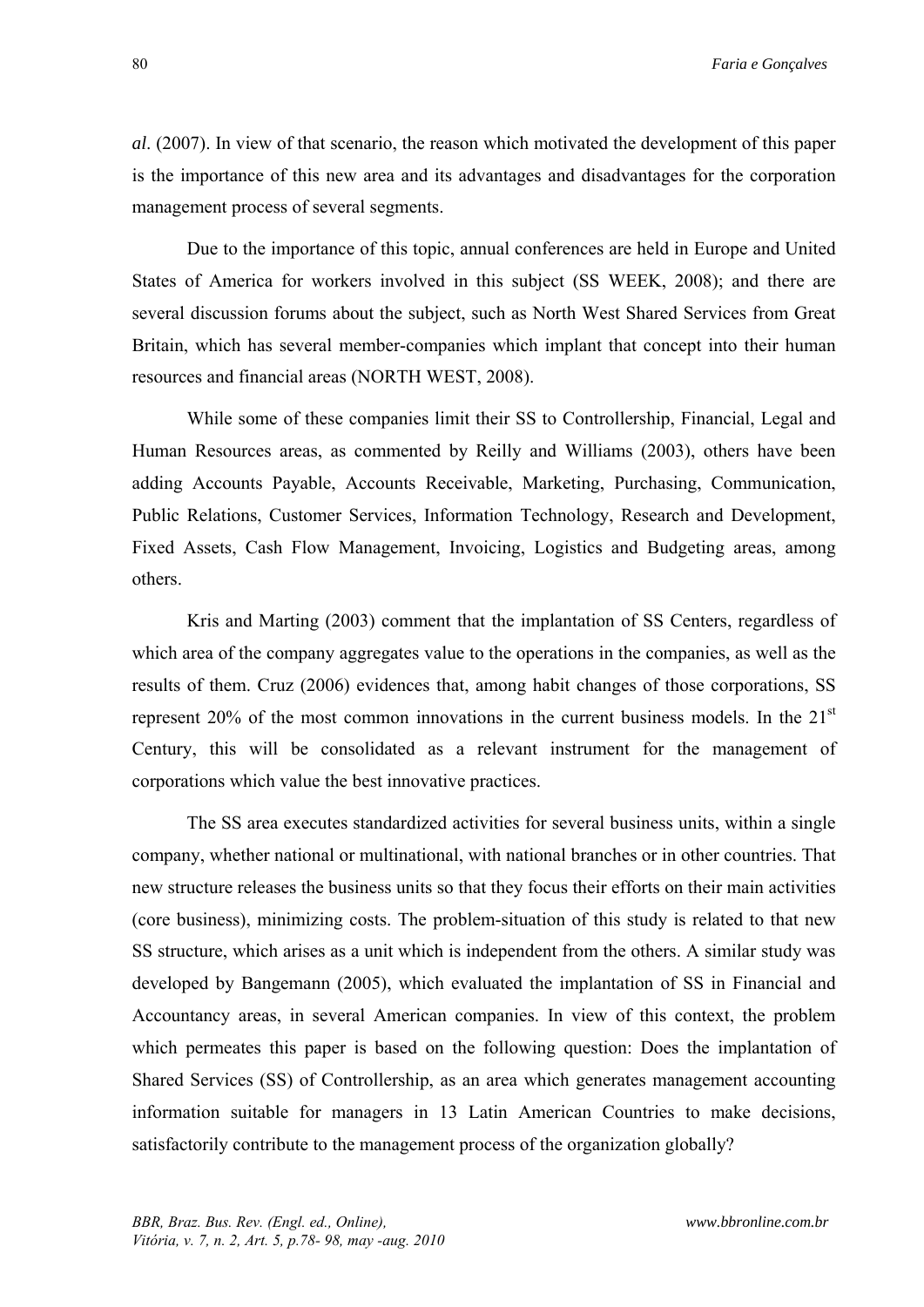*al*. (2007). In view of that scenario, the reason which motivated the development of this paper is the importance of this new area and its advantages and disadvantages for the corporation management process of several segments.

Due to the importance of this topic, annual conferences are held in Europe and United States of America for workers involved in this subject (SS WEEK, 2008); and there are several discussion forums about the subject, such as North West Shared Services from Great Britain, which has several member-companies which implant that concept into their human resources and financial areas (NORTH WEST, 2008).

While some of these companies limit their SS to Controllership, Financial, Legal and Human Resources areas, as commented by Reilly and Williams (2003), others have been adding Accounts Payable, Accounts Receivable, Marketing, Purchasing, Communication, Public Relations, Customer Services, Information Technology, Research and Development, Fixed Assets, Cash Flow Management, Invoicing, Logistics and Budgeting areas, among others.

Kris and Marting (2003) comment that the implantation of SS Centers, regardless of which area of the company aggregates value to the operations in the companies, as well as the results of them. Cruz (2006) evidences that, among habit changes of those corporations, SS represent 20% of the most common innovations in the current business models. In the 21st Century, this will be consolidated as a relevant instrument for the management of corporations which value the best innovative practices.

The SS area executes standardized activities for several business units, within a single company, whether national or multinational, with national branches or in other countries. That new structure releases the business units so that they focus their efforts on their main activities (core business), minimizing costs. The problem-situation of this study is related to that new SS structure, which arises as a unit which is independent from the others. A similar study was developed by Bangemann (2005), which evaluated the implantation of SS in Financial and Accountancy areas, in several American companies. In view of this context, the problem which permeates this paper is based on the following question: Does the implantation of Shared Services (SS) of Controllership, as an area which generates management accounting information suitable for managers in 13 Latin American Countries to make decisions, satisfactorily contribute to the management process of the organization globally?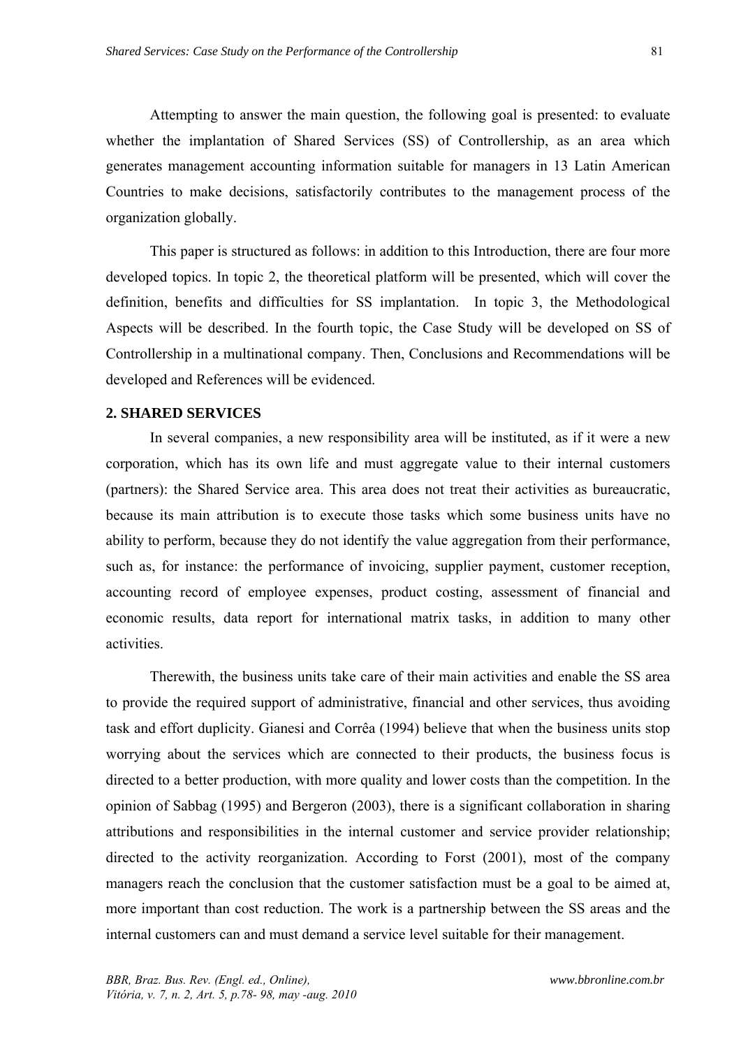Attempting to answer the main question, the following goal is presented: to evaluate whether the implantation of Shared Services (SS) of Controllership, as an area which generates management accounting information suitable for managers in 13 Latin American Countries to make decisions, satisfactorily contributes to the management process of the organization globally.

This paper is structured as follows: in addition to this Introduction, there are four more developed topics. In topic 2, the theoretical platform will be presented, which will cover the definition, benefits and difficulties for SS implantation. In topic 3, the Methodological Aspects will be described. In the fourth topic, the Case Study will be developed on SS of Controllership in a multinational company. Then, Conclusions and Recommendations will be developed and References will be evidenced.

## 2. SHARED SERVICES

In several companies, a new responsibility area will be instituted, as if it were a new corporation, which has its own life and must aggregate value to their internal customers (partners): the Shared Service area. This area does not treat their activities as bureaucratic, because its main attribution is to execute those tasks which some business units have no ability to perform, because they do not identify the value aggregation from their performance, such as, for instance: the performance of invoicing, supplier payment, customer reception, accounting record of employee expenses, product costing, assessment of financial and economic results, data report for international matrix tasks, in addition to many other activities.

Therewith, the business units take care of their main activities and enable the SS area to provide the required support of administrative, financial and other services, thus avoiding task and effort duplicity. Gianesi and Corrêa (1994) believe that when the business units stop worrying about the services which are connected to their products, the business focus is directed to a better production, with more quality and lower costs than the competition. In the opinion of Sabbag (1995) and Bergeron (2003), there is a significant collaboration in sharing attributions and responsibilities in the internal customer and service provider relationship; directed to the activity reorganization. According to Forst (2001), most of the company managers reach the conclusion that the customer satisfaction must be a goal to be aimed at, more important than cost reduction. The work is a partnership between the SS areas and the internal customers can and must demand a service level suitable for their management.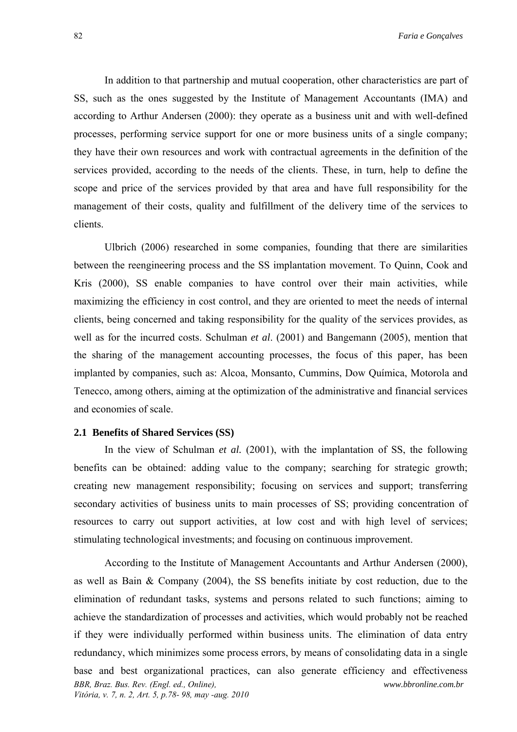In addition to that partnership and mutual cooperation, other characteristics are part of SS, such as the ones suggested by the Institute of Management Accountants (IMA) and according to Arthur Andersen (2000): they operate as a business unit and with well-defined processes, performing service support for one or more business units of a single company; they have their own resources and work with contractual agreements in the definition of the services provided, according to the needs of the clients. These, in turn, help to define the scope and price of the services provided by that area and have full responsibility for the management of their costs, quality and fulfillment of the delivery time of the services to clients.

Ulbrich (2006) researched in some companies, founding that there are similarities between the reengineering process and the SS implantation movement. To Quinn, Cook and Kris (2000), SS enable companies to have control over their main activities, while maximizing the efficiency in cost control, and they are oriented to meet the needs of internal clients, being concerned and taking responsibility for the quality of the services provides, as well as for the incurred costs. Schulman *et al*. (2001) and Bangemann (2005), mention that the sharing of the management accounting processes, the focus of this paper, has been implanted by companies, such as: Alcoa, Monsanto, Cummins, Dow Química, Motorola and Tenecco, among others, aiming at the optimization of the administrative and financial services and economies of scale.

### 2.1 Benefits of Shared Services (SS)

In the view of Schulman *et al.* (2001), with the implantation of SS, the following benefits can be obtained: adding value to the company; searching for strategic growth; creating new management responsibility; focusing on services and support; transferring secondary activities of business units to main processes of SS; providing concentration of resources to carry out support activities, at low cost and with high level of services; stimulating technological investments; and focusing on continuous improvement.

According to the Institute of Management Accountants and Arthur Andersen (2000), as well as Bain & Company (2004), the SS benefits initiate by cost reduction, due to the elimination of redundant tasks, systems and persons related to such functions; aiming to achieve the standardization of processes and activities, which would probably not be reached if they were individually performed within business units. The elimination of data entry redundancy, which minimizes some process errors, by means of consolidating data in a single base and best organizational practices, can also generate efficiency and effectiveness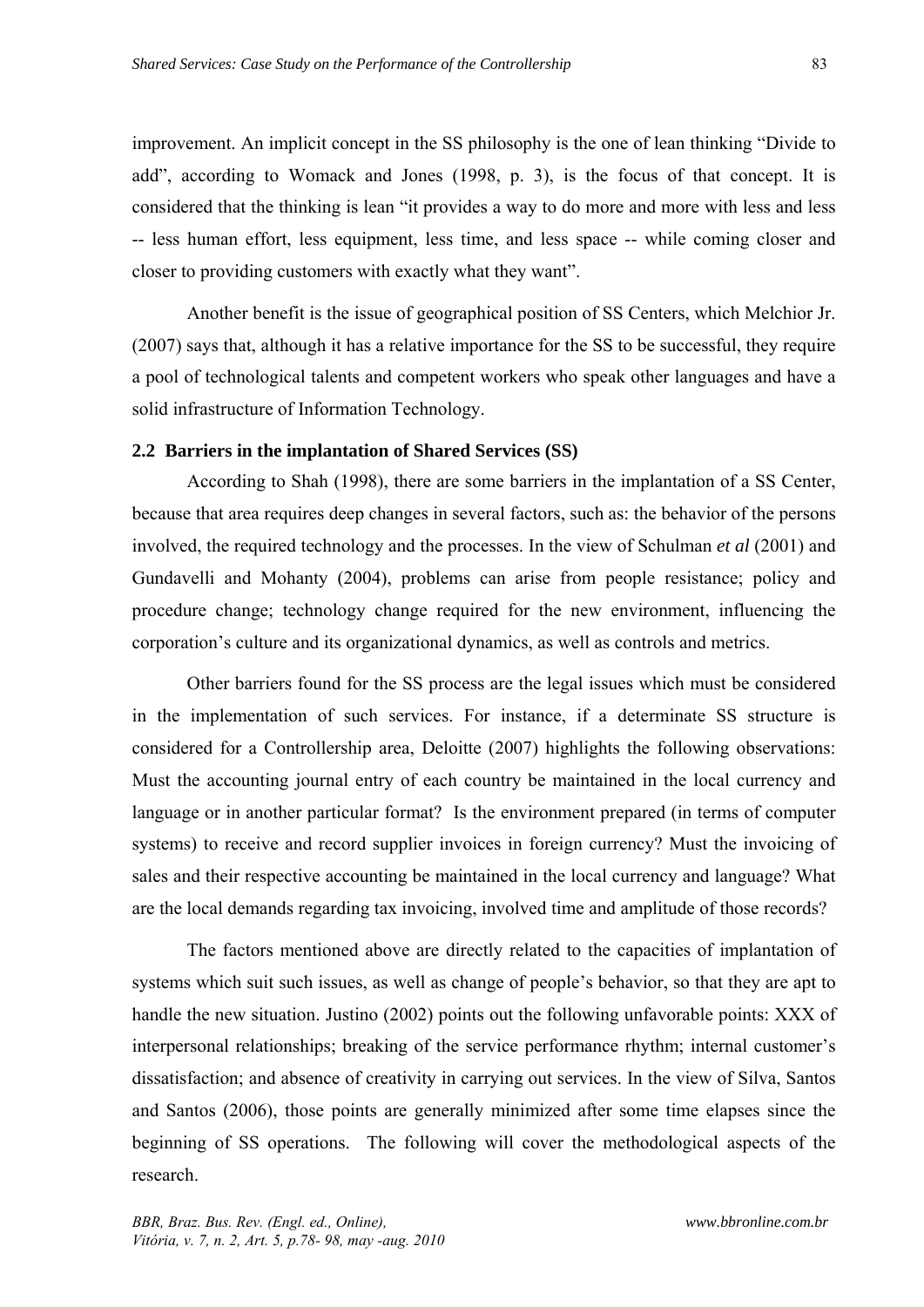improvement. An implicit concept in the SS philosophy is the one of lean thinking "Divide to add", according to Womack and Jones (1998, p. 3), is the focus of that concept. It is considered that the thinking is lean "it provides a way to do more and more with less and less -- less human effort, less equipment, less time, and less space -- while coming closer and closer to providing customers with exactly what they want".

Another benefit is the issue of geographical position of SS Centers, which Melchior Jr. (2007) says that, although it has a relative importance for the SS to be successful, they require a pool of technological talents and competent workers who speak other languages and have a solid infrastructure of Information Technology.

### 2.2 Barriers in the implantation of Shared Services (SS)

According to Shah (1998), there are some barriers in the implantation of a SS Center, because that area requires deep changes in several factors, such as: the behavior of the persons involved, the required technology and the processes. In the view of Schulman *et al* (2001) and Gundavelli and Mohanty (2004), problems can arise from people resistance; policy and procedure change; technology change required for the new environment, influencing the corporation's culture and its organizational dynamics, as well as controls and metrics.

Other barriers found for the SS process are the legal issues which must be considered in the implementation of such services. For instance, if a determinate SS structure is considered for a Controllership area, Deloitte (2007) highlights the following observations: Must the accounting journal entry of each country be maintained in the local currency and language or in another particular format? Is the environment prepared (in terms of computer systems) to receive and record supplier invoices in foreign currency? Must the invoicing of sales and their respective accounting be maintained in the local currency and language? What are the local demands regarding tax invoicing, involved time and amplitude of those records?

The factors mentioned above are directly related to the capacities of implantation of systems which suit such issues, as well as change of people's behavior, so that they are apt to handle the new situation. Justino (2002) points out the following unfavorable points: XXX of interpersonal relationships; breaking of the service performance rhythm; internal customer's dissatisfaction; and absence of creativity in carrying out services. In the view of Silva, Santos and Santos (2006), those points are generally minimized after some time elapses since the beginning of SS operations. The following will cover the methodological aspects of the research.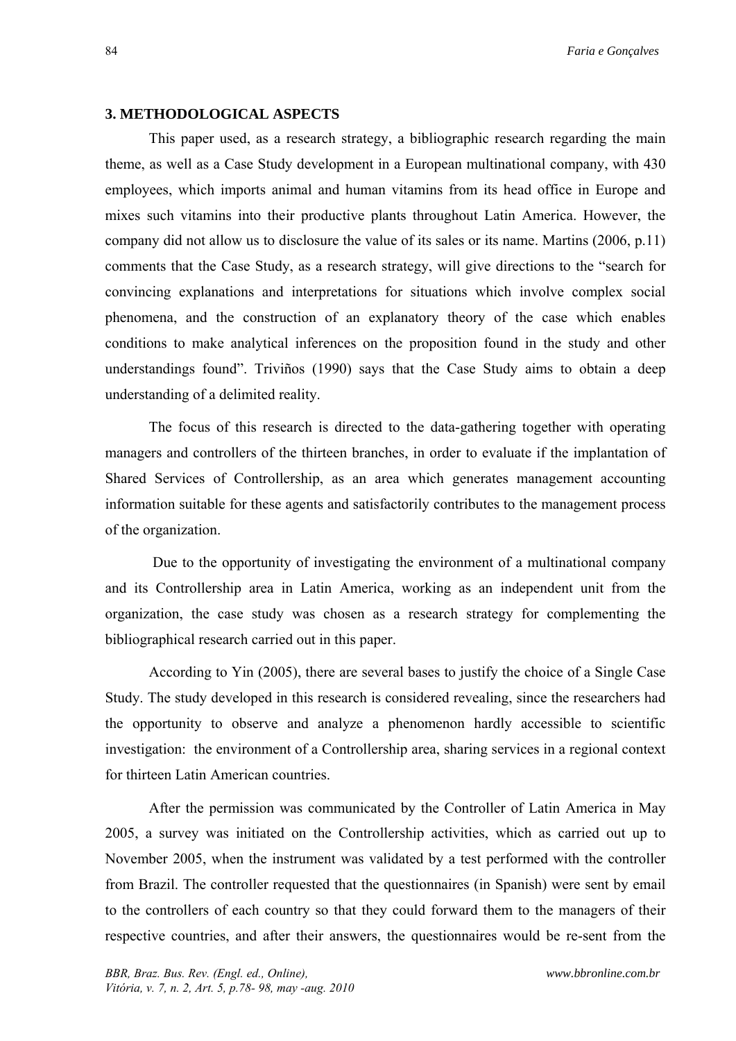## 3. METHODOLOGICAL ASPECTS

This paper used, as a research strategy, a bibliographic research regarding the main theme, as well as a Case Study development in a European multinational company, with 430 employees, which imports animal and human vitamins from its head office in Europe and mixes such vitamins into their productive plants throughout Latin America. However, the company did not allow us to disclosure the value of its sales or its name. Martins (2006, p.11) comments that the Case Study, as a research strategy, will give directions to the "search for convincing explanations and interpretations for situations which involve complex social phenomena, and the construction of an explanatory theory of the case which enables conditions to make analytical inferences on the proposition found in the study and other understandings found". Triviños (1990) says that the Case Study aims to obtain a deep understanding of a delimited reality.

The focus of this research is directed to the data-gathering together with operating managers and controllers of the thirteen branches, in order to evaluate if the implantation of Shared Services of Controllership, as an area which generates management accounting information suitable for these agents and satisfactorily contributes to the management process of the organization.

Due to the opportunity of investigating the environment of a multinational company and its Controllership area in Latin America, working as an independent unit from the organization, the case study was chosen as a research strategy for complementing the bibliographical research carried out in this paper.

According to Yin (2005), there are several bases to justify the choice of a Single Case Study. The study developed in this research is considered revealing, since the researchers had the opportunity to observe and analyze a phenomenon hardly accessible to scientific investigation: the environment of a Controllership area, sharing services in a regional context for thirteen Latin American countries.

After the permission was communicated by the Controller of Latin America in May 2005, a survey was initiated on the Controllership activities, which as carried out up to November 2005, when the instrument was validated by a test performed with the controller from Brazil. The controller requested that the questionnaires (in Spanish) were sent by email to the controllers of each country so that they could forward them to the managers of their respective countries, and after their answers, the questionnaires would be re-sent from the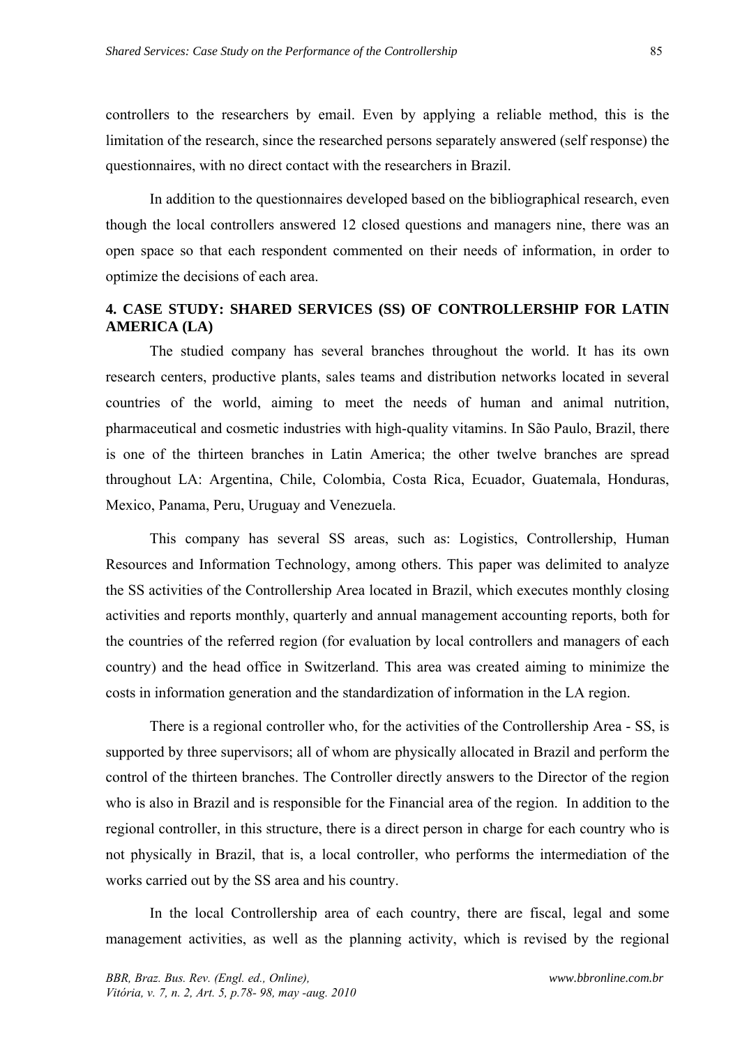controllers to the researchers by email. Even by applying a reliable method, this is the limitation of the research, since the researched persons separately answered (self response) the questionnaires, with no direct contact with the researchers in Brazil.

In addition to the questionnaires developed based on the bibliographical research, even though the local controllers answered 12 closed questions and managers nine, there was an open space so that each respondent commented on their needs of information, in order to optimize the decisions of each area.

## 4. CASE STUDY: SHARED SERVICES (SS) OF CONTROLLERSHIP FOR LATIN AMERICA (LA)

The studied company has several branches throughout the world. It has its own research centers, productive plants, sales teams and distribution networks located in several countries of the world, aiming to meet the needs of human and animal nutrition, pharmaceutical and cosmetic industries with high-quality vitamins. In São Paulo, Brazil, there is one of the thirteen branches in Latin America; the other twelve branches are spread throughout LA: Argentina, Chile, Colombia, Costa Rica, Ecuador, Guatemala, Honduras, Mexico, Panama, Peru, Uruguay and Venezuela.

This company has several SS areas, such as: Logistics, Controllership, Human Resources and Information Technology, among others. This paper was delimited to analyze the SS activities of the Controllership Area located in Brazil, which executes monthly closing activities and reports monthly, quarterly and annual management accounting reports, both for the countries of the referred region (for evaluation by local controllers and managers of each country) and the head office in Switzerland. This area was created aiming to minimize the costs in information generation and the standardization of information in the LA region.

There is a regional controller who, for the activities of the Controllership Area - SS, is supported by three supervisors; all of whom are physically allocated in Brazil and perform the control of the thirteen branches. The Controller directly answers to the Director of the region who is also in Brazil and is responsible for the Financial area of the region. In addition to the regional controller, in this structure, there is a direct person in charge for each country who is not physically in Brazil, that is, a local controller, who performs the intermediation of the works carried out by the SS area and his country.

In the local Controllership area of each country, there are fiscal, legal and some management activities, as well as the planning activity, which is revised by the regional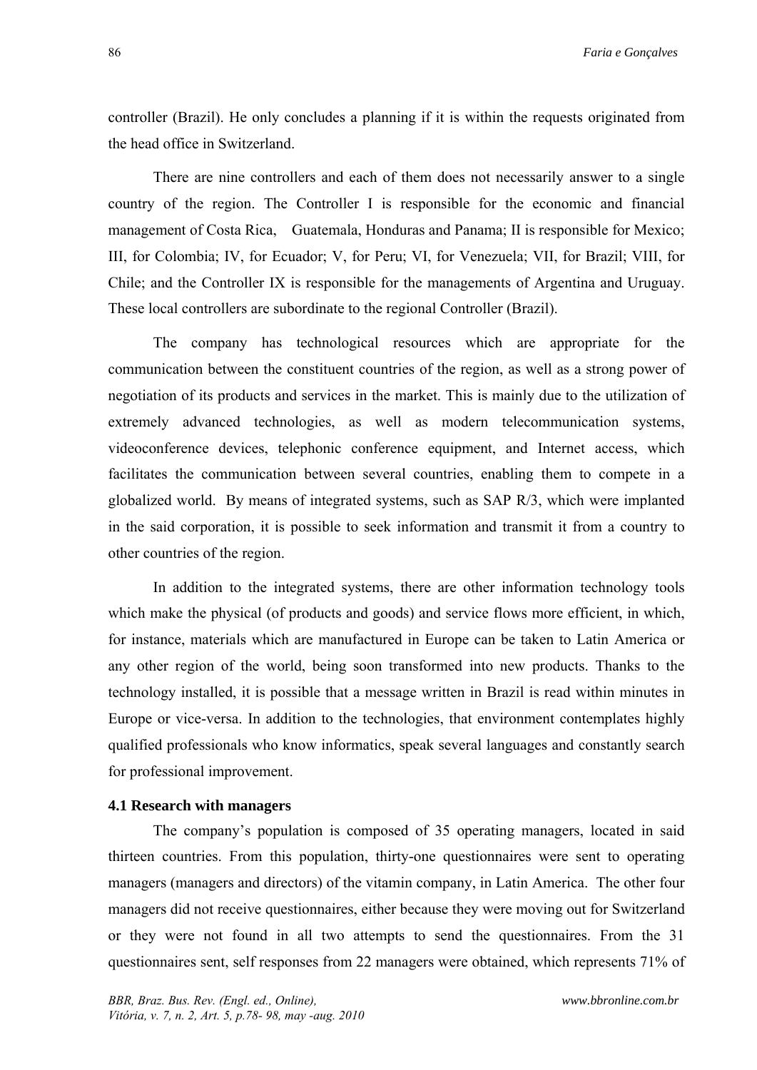controller (Brazil). He only concludes a planning if it is within the requests originated from the head office in Switzerland.

There are nine controllers and each of them does not necessarily answer to a single country of the region. The Controller I is responsible for the economic and financial management of Costa Rica, Guatemala, Honduras and Panama; II is responsible for Mexico; III, for Colombia; IV, for Ecuador; V, for Peru; VI, for Venezuela; VII, for Brazil; VIII, for Chile; and the Controller IX is responsible for the managements of Argentina and Uruguay. These local controllers are subordinate to the regional Controller (Brazil).

The company has technological resources which are appropriate for the communication between the constituent countries of the region, as well as a strong power of negotiation of its products and services in the market. This is mainly due to the utilization of extremely advanced technologies, as well as modern telecommunication systems, videoconference devices, telephonic conference equipment, and Internet access, which facilitates the communication between several countries, enabling them to compete in a globalized world. By means of integrated systems, such as SAP R/3, which were implanted in the said corporation, it is possible to seek information and transmit it from a country to other countries of the region.

In addition to the integrated systems, there are other information technology tools which make the physical (of products and goods) and service flows more efficient, in which, for instance, materials which are manufactured in Europe can be taken to Latin America or any other region of the world, being soon transformed into new products. Thanks to the technology installed, it is possible that a message written in Brazil is read within minutes in Europe or vice-versa. In addition to the technologies, that environment contemplates highly qualified professionals who know informatics, speak several languages and constantly search for professional improvement.

### 4.1 Research with managers

The company's population is composed of 35 operating managers, located in said thirteen countries. From this population, thirty-one questionnaires were sent to operating managers (managers and directors) of the vitamin company, in Latin America. The other four managers did not receive questionnaires, either because they were moving out for Switzerland or they were not found in all two attempts to send the questionnaires. From the 31 questionnaires sent, self responses from 22 managers were obtained, which represents 71% of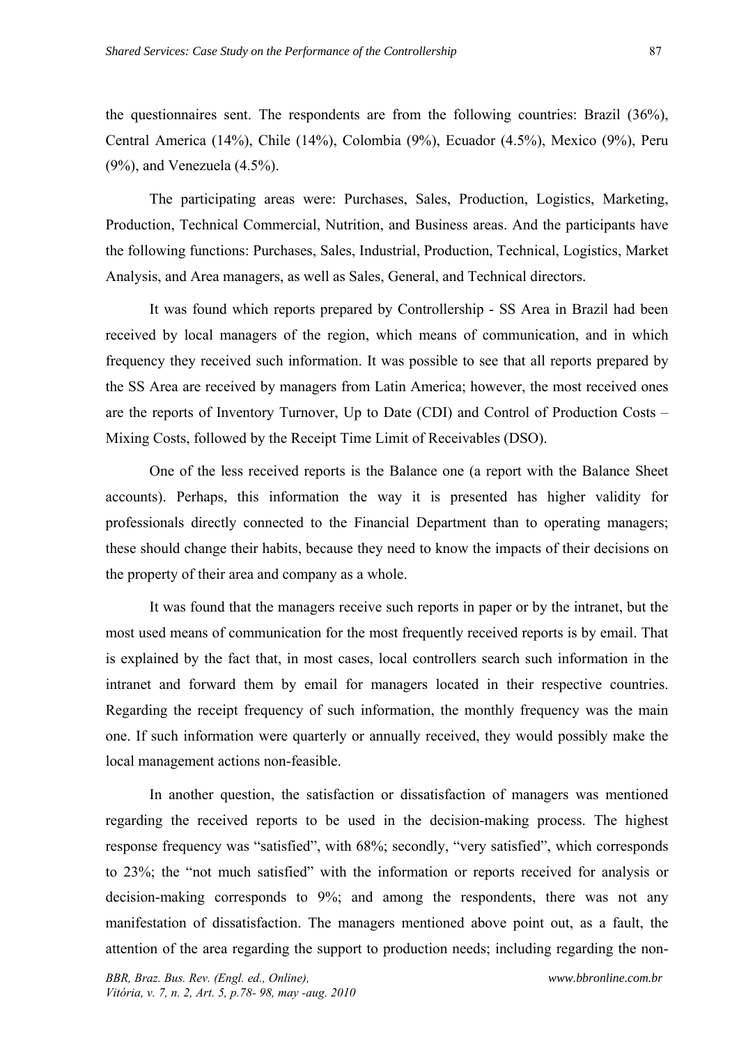the questionnaires sent. The respondents are from the following countries: Brazil (36%), Central America (14%), Chile (14%), Colombia (9%), Ecuador (4.5%), Mexico (9%), Peru (9%), and Venezuela (4.5%).

The participating areas were: Purchases, Sales, Production, Logistics, Marketing, Production, Technical Commercial, Nutrition, and Business areas. And the participants have the following functions: Purchases, Sales, Industrial, Production, Technical, Logistics, Market Analysis, and Area managers, as well as Sales, General, and Technical directors.

It was found which reports prepared by Controllership - SS Area in Brazil had been received by local managers of the region, which means of communication, and in which frequency they received such information. It was possible to see that all reports prepared by the SS Area are received by managers from Latin America; however, the most received ones are the reports of Inventory Turnover, Up to Date (CDI) and Control of Production Costs – Mixing Costs, followed by the Receipt Time Limit of Receivables (DSO).

One of the less received reports is the Balance one (a report with the Balance Sheet accounts). Perhaps, this information the way it is presented has higher validity for professionals directly connected to the Financial Department than to operating managers; these should change their habits, because they need to know the impacts of their decisions on the property of their area and company as a whole.

It was found that the managers receive such reports in paper or by the intranet, but the most used means of communication for the most frequently received reports is by email. That is explained by the fact that, in most cases, local controllers search such information in the intranet and forward them by email for managers located in their respective countries. Regarding the receipt frequency of such information, the monthly frequency was the main one. If such information were quarterly or annually received, they would possibly make the local management actions non-feasible.

In another question, the satisfaction or dissatisfaction of managers was mentioned regarding the received reports to be used in the decision-making process. The highest response frequency was "satisfied", with 68%; secondly, "very satisfied", which corresponds to 23%; the "not much satisfied" with the information or reports received for analysis or decision-making corresponds to 9%; and among the respondents, there was not any manifestation of dissatisfaction. The managers mentioned above point out, as a fault, the attention of the area regarding the support to production needs; including regarding the non-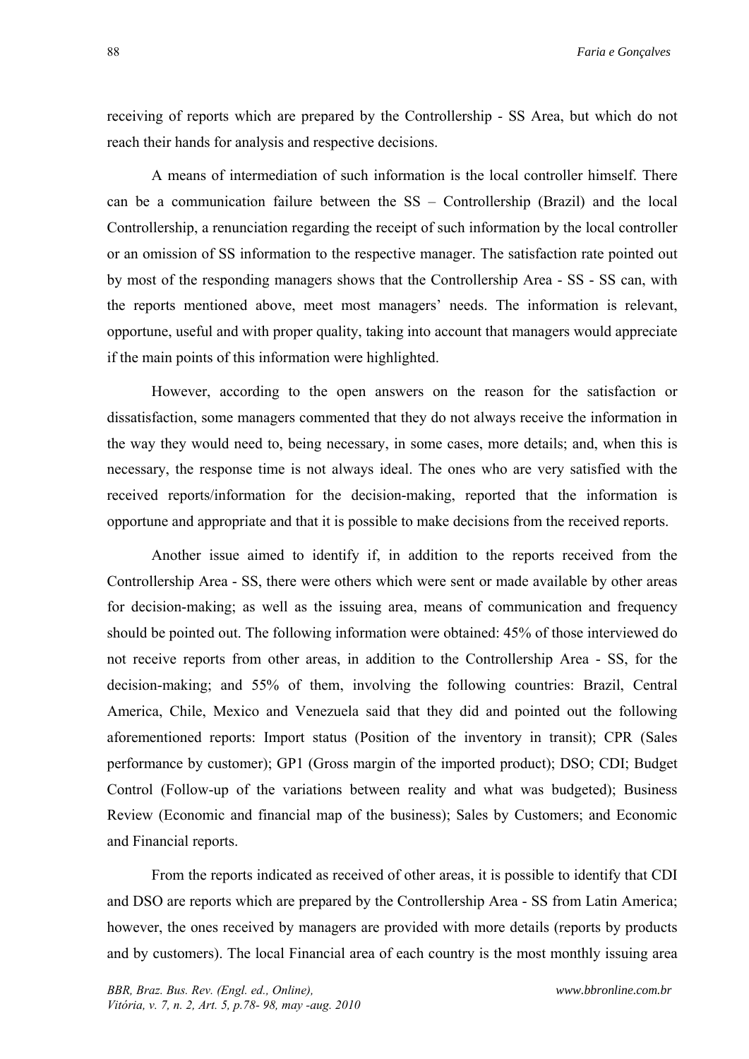receiving of reports which are prepared by the Controllership - SS Area, but which do not reach their hands for analysis and respective decisions.

A means of intermediation of such information is the local controller himself. There can be a communication failure between the SS – Controllership (Brazil) and the local Controllership, a renunciation regarding the receipt of such information by the local controller or an omission of SS information to the respective manager. The satisfaction rate pointed out by most of the responding managers shows that the Controllership Area - SS - SS can, with the reports mentioned above, meet most managers' needs. The information is relevant, opportune, useful and with proper quality, taking into account that managers would appreciate if the main points of this information were highlighted.

However, according to the open answers on the reason for the satisfaction or dissatisfaction, some managers commented that they do not always receive the information in the way they would need to, being necessary, in some cases, more details; and, when this is necessary, the response time is not always ideal. The ones who are very satisfied with the received reports/information for the decision-making, reported that the information is opportune and appropriate and that it is possible to make decisions from the received reports.

Another issue aimed to identify if, in addition to the reports received from the Controllership Area - SS, there were others which were sent or made available by other areas for decision-making; as well as the issuing area, means of communication and frequency should be pointed out. The following information were obtained: 45% of those interviewed do not receive reports from other areas, in addition to the Controllership Area - SS, for the decision-making; and 55% of them, involving the following countries: Brazil, Central America, Chile, Mexico and Venezuela said that they did and pointed out the following aforementioned reports: Import status (Position of the inventory in transit); CPR (Sales performance by customer); GP1 (Gross margin of the imported product); DSO; CDI; Budget Control (Follow-up of the variations between reality and what was budgeted); Business Review (Economic and financial map of the business); Sales by Customers; and Economic and Financial reports.

From the reports indicated as received of other areas, it is possible to identify that CDI and DSO are reports which are prepared by the Controllership Area - SS from Latin America; however, the ones received by managers are provided with more details (reports by products and by customers). The local Financial area of each country is the most monthly issuing area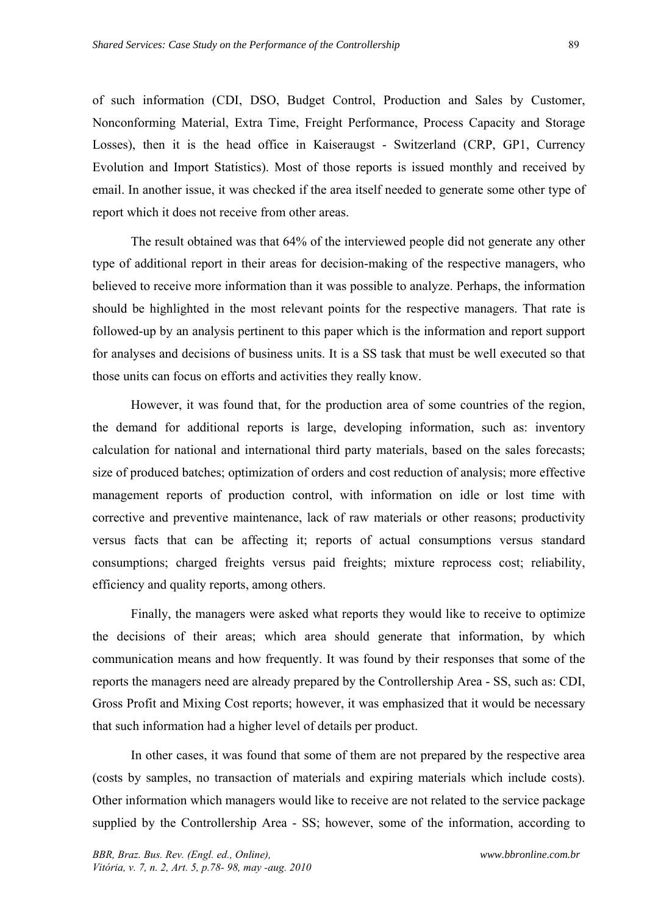of such information (CDI, DSO, Budget Control, Production and Sales by Customer, Nonconforming Material, Extra Time, Freight Performance, Process Capacity and Storage Losses), then it is the head office in Kaiseraugst - Switzerland (CRP, GP1, Currency Evolution and Import Statistics). Most of those reports is issued monthly and received by email. In another issue, it was checked if the area itself needed to generate some other type of report which it does not receive from other areas.

The result obtained was that 64% of the interviewed people did not generate any other type of additional report in their areas for decision-making of the respective managers, who believed to receive more information than it was possible to analyze. Perhaps, the information should be highlighted in the most relevant points for the respective managers. That rate is followed-up by an analysis pertinent to this paper which is the information and report support for analyses and decisions of business units. It is a SS task that must be well executed so that those units can focus on efforts and activities they really know.

However, it was found that, for the production area of some countries of the region, the demand for additional reports is large, developing information, such as: inventory calculation for national and international third party materials, based on the sales forecasts; size of produced batches; optimization of orders and cost reduction of analysis; more effective management reports of production control, with information on idle or lost time with corrective and preventive maintenance, lack of raw materials or other reasons; productivity versus facts that can be affecting it; reports of actual consumptions versus standard consumptions; charged freights versus paid freights; mixture reprocess cost; reliability, efficiency and quality reports, among others.

Finally, the managers were asked what reports they would like to receive to optimize the decisions of their areas; which area should generate that information, by which communication means and how frequently. It was found by their responses that some of the reports the managers need are already prepared by the Controllership Area - SS, such as: CDI, Gross Profit and Mixing Cost reports; however, it was emphasized that it would be necessary that such information had a higher level of details per product.

In other cases, it was found that some of them are not prepared by the respective area (costs by samples, no transaction of materials and expiring materials which include costs). Other information which managers would like to receive are not related to the service package supplied by the Controllership Area - SS; however, some of the information, according to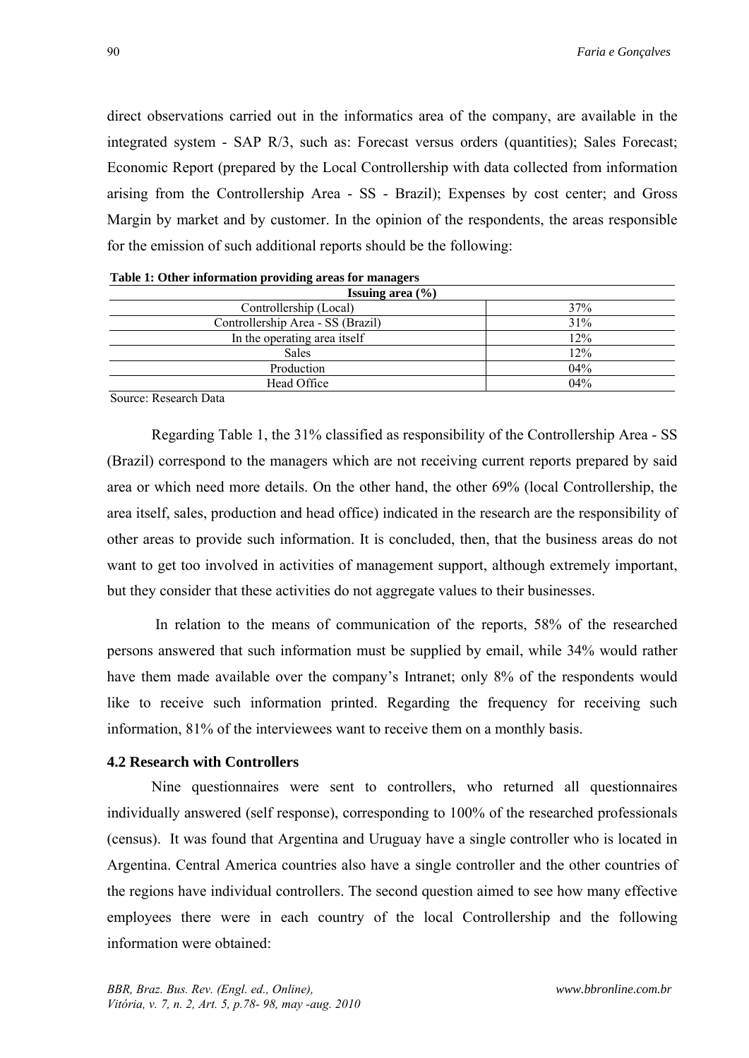direct observations carried out in the informatics area of the company, are available in the integrated system - SAP R/3, such as: Forecast versus orders (quantities); Sales Forecast; Economic Report (prepared by the Local Controllership with data collected from information arising from the Controllership Area - SS - Brazil); Expenses by cost center; and Gross Margin by market and by customer. In the opinion of the respondents, the areas responsible for the emission of such additional reports should be the following:

**Table 1: Other information providing areas for managers**

| Issuing area (%) | |
|---|---|
| Controllership (Local) | 37% |
| Controllership Area - SS (Brazil) | 31% |
| In the operating area itself | 12% |
| Sales | 12% |
| Production | 04% |
| Head Office | 04% |

Source: Research Data

Regarding Table 1, the 31% classified as responsibility of the Controllership Area - SS (Brazil) correspond to the managers which are not receiving current reports prepared by said area or which need more details. On the other hand, the other 69% (local Controllership, the area itself, sales, production and head office) indicated in the research are the responsibility of other areas to provide such information. It is concluded, then, that the business areas do not want to get too involved in activities of management support, although extremely important, but they consider that these activities do not aggregate values to their businesses.

In relation to the means of communication of the reports, 58% of the researched persons answered that such information must be supplied by email, while 34% would rather have them made available over the company's Intranet; only 8% of the respondents would like to receive such information printed. Regarding the frequency for receiving such information, 81% of the interviewees want to receive them on a monthly basis.

### 4.2 Research with Controllers

Nine questionnaires were sent to controllers, who returned all questionnaires individually answered (self response), corresponding to 100% of the researched professionals (census). It was found that Argentina and Uruguay have a single controller who is located in Argentina. Central America countries also have a single controller and the other countries of the regions have individual controllers. The second question aimed to see how many effective employees there were in each country of the local Controllership and the following information were obtained: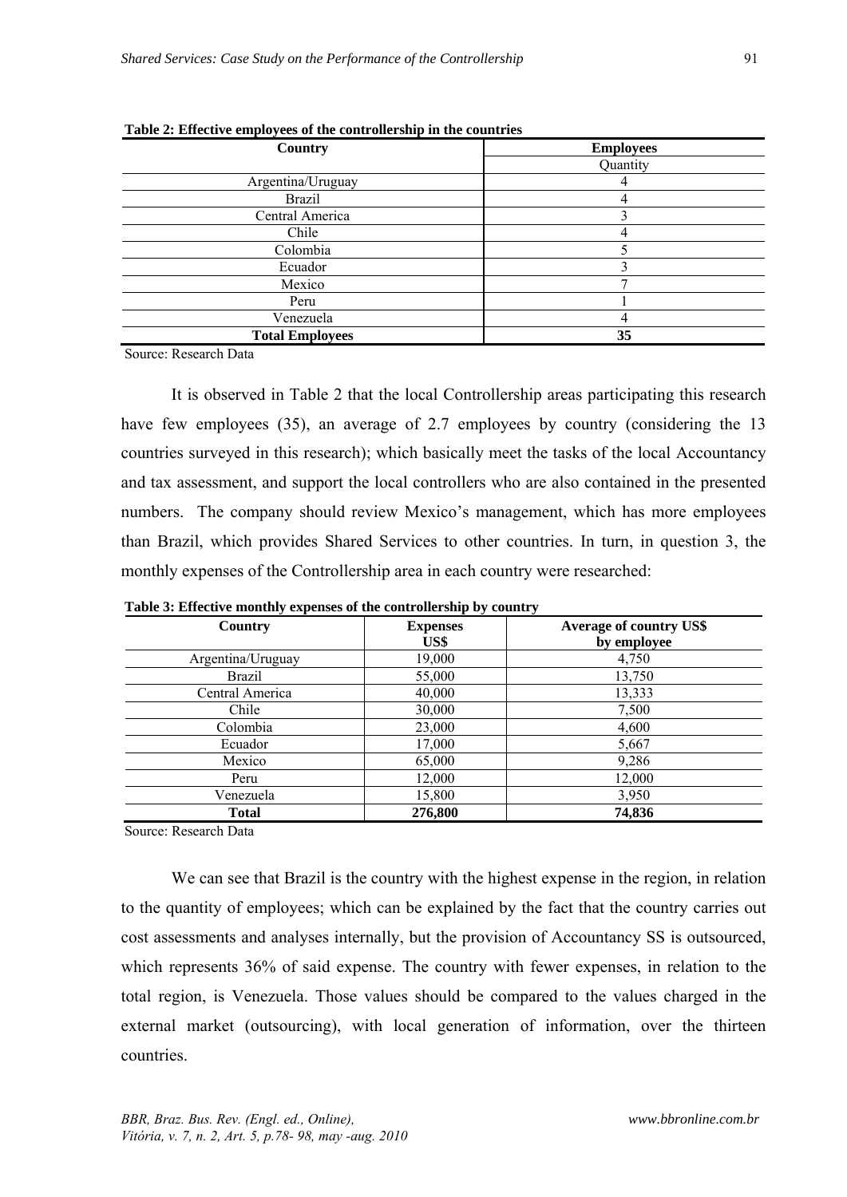**Table 2: Effective employees of the controllership in the countries**

| Country | Employees |
|---|---|
| | Quantity |
| Argentina/Uruguay | 4 |
| Brazil | 4 |
| Central America | 3 |
| Chile | 4 |
| Colombia | 5 |
| Ecuador | 3 |
| Mexico | 7 |
| Peru | 1 |
| Venezuela | 4 |
| **Total Employees** | **35** |

Source: Research Data

It is observed in Table 2 that the local Controllership areas participating this research have few employees (35), an average of 2.7 employees by country (considering the 13 countries surveyed in this research); which basically meet the tasks of the local Accountancy and tax assessment, and support the local controllers who are also contained in the presented numbers. The company should review Mexico's management, which has more employees than Brazil, which provides Shared Services to other countries. In turn, in question 3, the monthly expenses of the Controllership area in each country were researched:

**Table 3: Effective monthly expenses of the controllership by country**

| Country | Expenses US$ | Average of country US$ by employee |
|---|---|---|
| Argentina/Uruguay | 19,000 | 4,750 |
| Brazil | 55,000 | 13,750 |
| Central America | 40,000 | 13,333 |
| Chile | 30,000 | 7,500 |
| Colombia | 23,000 | 4,600 |
| Ecuador | 17,000 | 5,667 |
| Mexico | 65,000 | 9,286 |
| Peru | 12,000 | 12,000 |
| Venezuela | 15,800 | 3,950 |
| **Total** | **276,800** | **74,836** |

Source: Research Data

We can see that Brazil is the country with the highest expense in the region, in relation to the quantity of employees; which can be explained by the fact that the country carries out cost assessments and analyses internally, but the provision of Accountancy SS is outsourced, which represents 36% of said expense. The country with fewer expenses, in relation to the total region, is Venezuela. Those values should be compared to the values charged in the external market (outsourcing), with local generation of information, over the thirteen countries.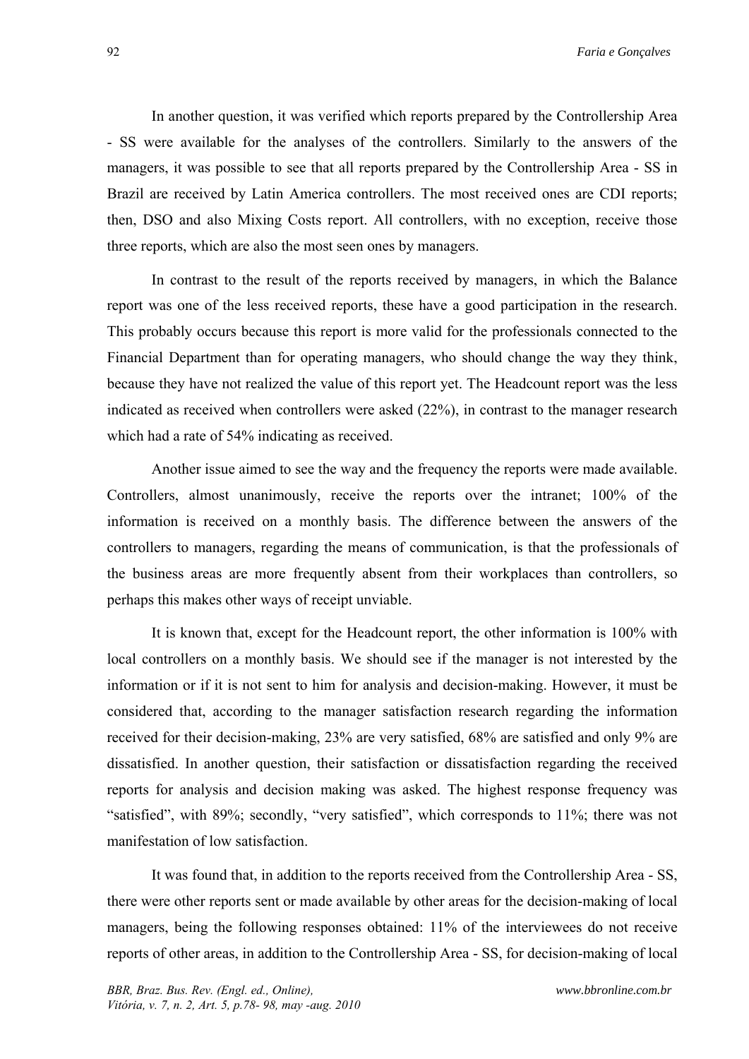In another question, it was verified which reports prepared by the Controllership Area - SS were available for the analyses of the controllers. Similarly to the answers of the managers, it was possible to see that all reports prepared by the Controllership Area - SS in Brazil are received by Latin America controllers. The most received ones are CDI reports; then, DSO and also Mixing Costs report. All controllers, with no exception, receive those three reports, which are also the most seen ones by managers.

In contrast to the result of the reports received by managers, in which the Balance report was one of the less received reports, these have a good participation in the research. This probably occurs because this report is more valid for the professionals connected to the Financial Department than for operating managers, who should change the way they think, because they have not realized the value of this report yet. The Headcount report was the less indicated as received when controllers were asked (22%), in contrast to the manager research which had a rate of 54% indicating as received.

Another issue aimed to see the way and the frequency the reports were made available. Controllers, almost unanimously, receive the reports over the intranet; 100% of the information is received on a monthly basis. The difference between the answers of the controllers to managers, regarding the means of communication, is that the professionals of the business areas are more frequently absent from their workplaces than controllers, so perhaps this makes other ways of receipt unviable.

It is known that, except for the Headcount report, the other information is 100% with local controllers on a monthly basis. We should see if the manager is not interested by the information or if it is not sent to him for analysis and decision-making. However, it must be considered that, according to the manager satisfaction research regarding the information received for their decision-making, 23% are very satisfied, 68% are satisfied and only 9% are dissatisfied. In another question, their satisfaction or dissatisfaction regarding the received reports for analysis and decision making was asked. The highest response frequency was "satisfied", with 89%; secondly, "very satisfied", which corresponds to 11%; there was not manifestation of low satisfaction.

It was found that, in addition to the reports received from the Controllership Area - SS, there were other reports sent or made available by other areas for the decision-making of local managers, being the following responses obtained: 11% of the interviewees do not receive reports of other areas, in addition to the Controllership Area - SS, for decision-making of local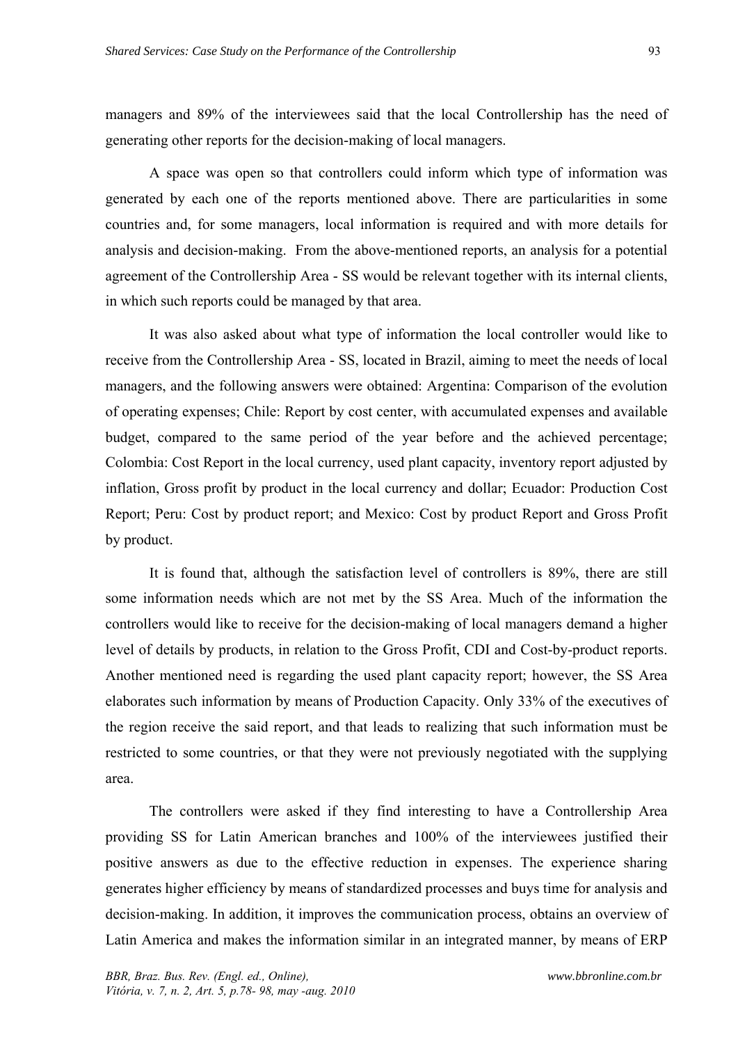managers and 89% of the interviewees said that the local Controllership has the need of generating other reports for the decision-making of local managers.

A space was open so that controllers could inform which type of information was generated by each one of the reports mentioned above. There are particularities in some countries and, for some managers, local information is required and with more details for analysis and decision-making. From the above-mentioned reports, an analysis for a potential agreement of the Controllership Area - SS would be relevant together with its internal clients, in which such reports could be managed by that area.

It was also asked about what type of information the local controller would like to receive from the Controllership Area - SS, located in Brazil, aiming to meet the needs of local managers, and the following answers were obtained: Argentina: Comparison of the evolution of operating expenses; Chile: Report by cost center, with accumulated expenses and available budget, compared to the same period of the year before and the achieved percentage; Colombia: Cost Report in the local currency, used plant capacity, inventory report adjusted by inflation, Gross profit by product in the local currency and dollar; Ecuador: Production Cost Report; Peru: Cost by product report; and Mexico: Cost by product Report and Gross Profit by product.

It is found that, although the satisfaction level of controllers is 89%, there are still some information needs which are not met by the SS Area. Much of the information the controllers would like to receive for the decision-making of local managers demand a higher level of details by products, in relation to the Gross Profit, CDI and Cost-by-product reports. Another mentioned need is regarding the used plant capacity report; however, the SS Area elaborates such information by means of Production Capacity. Only 33% of the executives of the region receive the said report, and that leads to realizing that such information must be restricted to some countries, or that they were not previously negotiated with the supplying area.

The controllers were asked if they find interesting to have a Controllership Area providing SS for Latin American branches and 100% of the interviewees justified their positive answers as due to the effective reduction in expenses. The experience sharing generates higher efficiency by means of standardized processes and buys time for analysis and decision-making. In addition, it improves the communication process, obtains an overview of Latin America and makes the information similar in an integrated manner, by means of ERP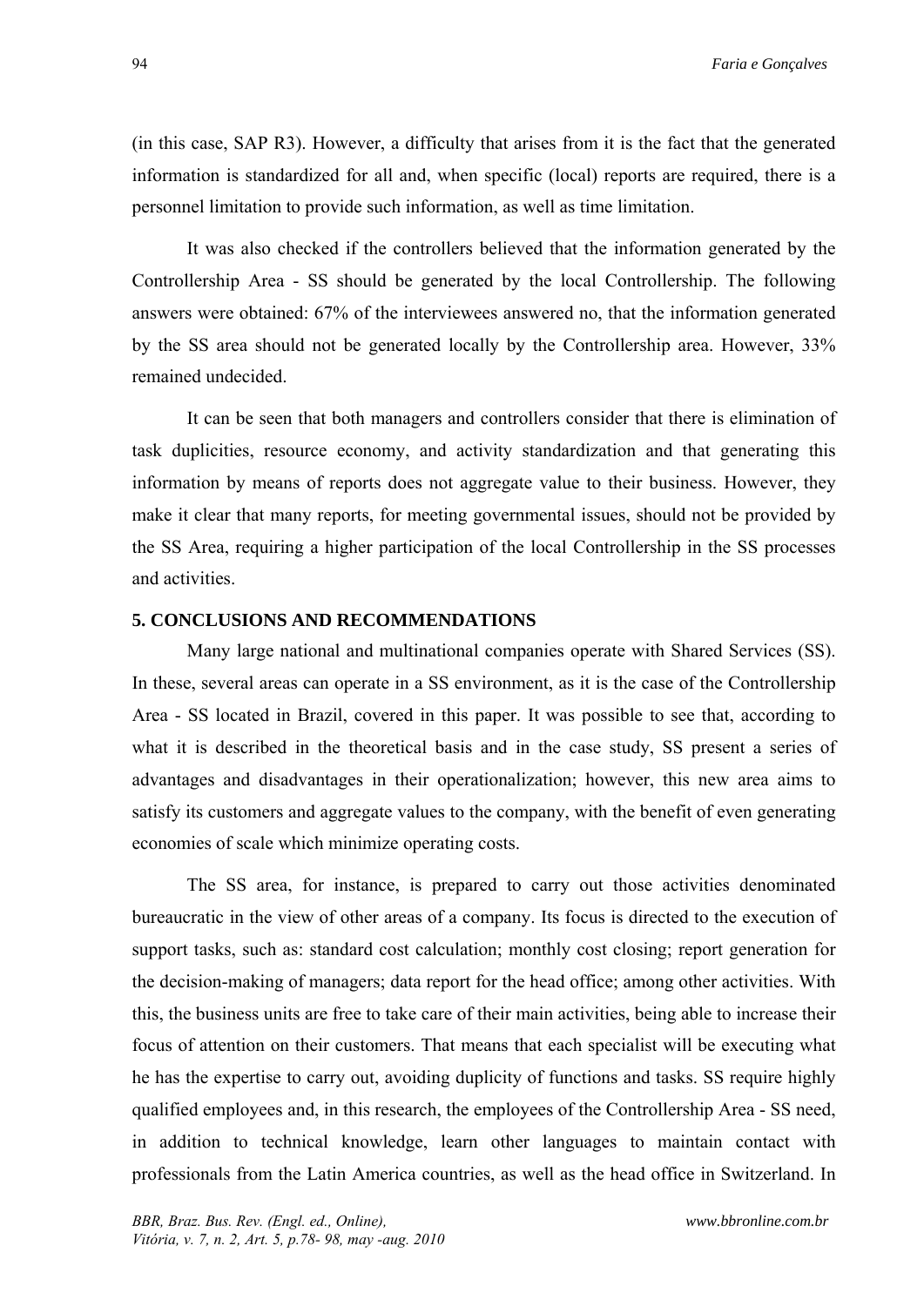(in this case, SAP R3). However, a difficulty that arises from it is the fact that the generated information is standardized for all and, when specific (local) reports are required, there is a personnel limitation to provide such information, as well as time limitation.

It was also checked if the controllers believed that the information generated by the Controllership Area - SS should be generated by the local Controllership. The following answers were obtained: 67% of the interviewees answered no, that the information generated by the SS area should not be generated locally by the Controllership area. However, 33% remained undecided.

It can be seen that both managers and controllers consider that there is elimination of task duplicities, resource economy, and activity standardization and that generating this information by means of reports does not aggregate value to their business. However, they make it clear that many reports, for meeting governmental issues, should not be provided by the SS Area, requiring a higher participation of the local Controllership in the SS processes and activities.

## 5. CONCLUSIONS AND RECOMMENDATIONS

Many large national and multinational companies operate with Shared Services (SS). In these, several areas can operate in a SS environment, as it is the case of the Controllership Area - SS located in Brazil, covered in this paper. It was possible to see that, according to what it is described in the theoretical basis and in the case study, SS present a series of advantages and disadvantages in their operationalization; however, this new area aims to satisfy its customers and aggregate values to the company, with the benefit of even generating economies of scale which minimize operating costs.

The SS area, for instance, is prepared to carry out those activities denominated bureaucratic in the view of other areas of a company. Its focus is directed to the execution of support tasks, such as: standard cost calculation; monthly cost closing; report generation for the decision-making of managers; data report for the head office; among other activities. With this, the business units are free to take care of their main activities, being able to increase their focus of attention on their customers. That means that each specialist will be executing what he has the expertise to carry out, avoiding duplicity of functions and tasks. SS require highly qualified employees and, in this research, the employees of the Controllership Area - SS need, in addition to technical knowledge, learn other languages to maintain contact with professionals from the Latin America countries, as well as the head office in Switzerland. In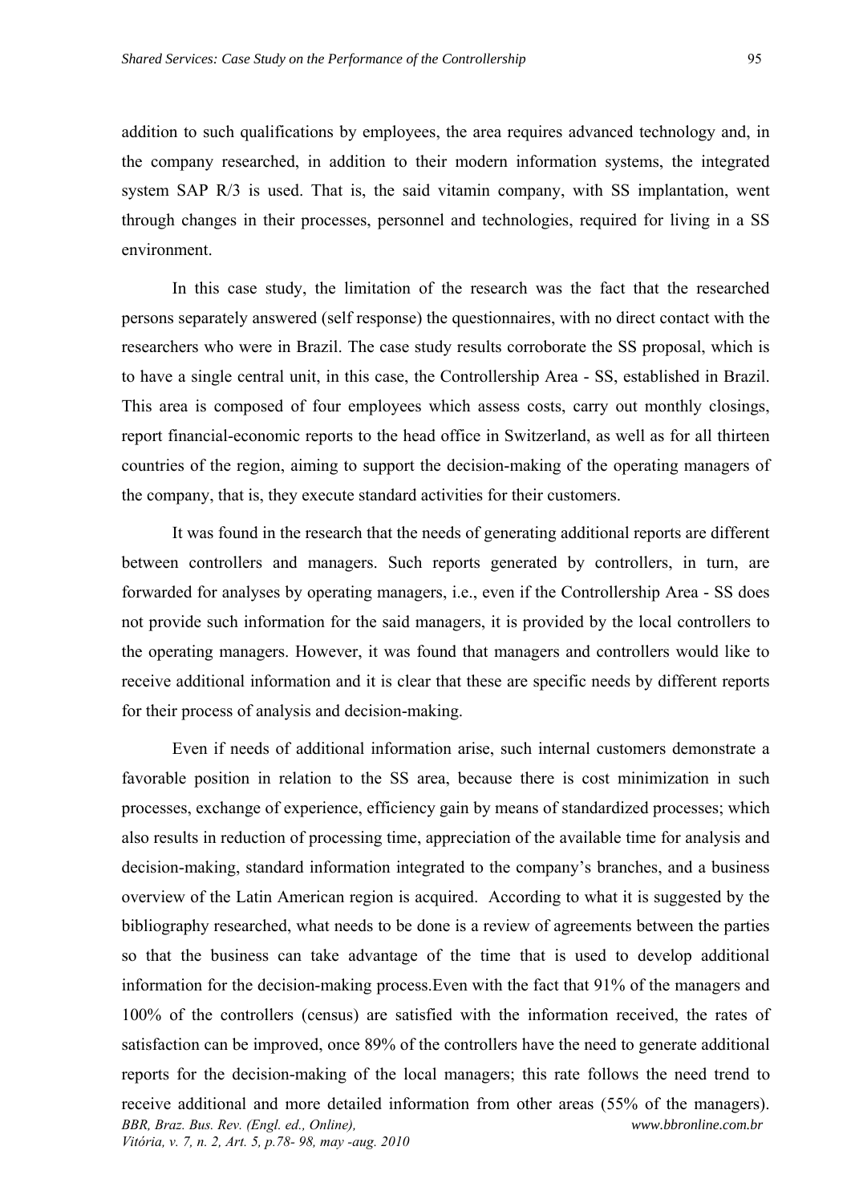addition to such qualifications by employees, the area requires advanced technology and, in the company researched, in addition to their modern information systems, the integrated system SAP R/3 is used. That is, the said vitamin company, with SS implantation, went through changes in their processes, personnel and technologies, required for living in a SS environment.

In this case study, the limitation of the research was the fact that the researched persons separately answered (self response) the questionnaires, with no direct contact with the researchers who were in Brazil. The case study results corroborate the SS proposal, which is to have a single central unit, in this case, the Controllership Area - SS, established in Brazil. This area is composed of four employees which assess costs, carry out monthly closings, report financial-economic reports to the head office in Switzerland, as well as for all thirteen countries of the region, aiming to support the decision-making of the operating managers of the company, that is, they execute standard activities for their customers.

It was found in the research that the needs of generating additional reports are different between controllers and managers. Such reports generated by controllers, in turn, are forwarded for analyses by operating managers, i.e., even if the Controllership Area - SS does not provide such information for the said managers, it is provided by the local controllers to the operating managers. However, it was found that managers and controllers would like to receive additional information and it is clear that these are specific needs by different reports for their process of analysis and decision-making.

Even if needs of additional information arise, such internal customers demonstrate a favorable position in relation to the SS area, because there is cost minimization in such processes, exchange of experience, efficiency gain by means of standardized processes; which also results in reduction of processing time, appreciation of the available time for analysis and decision-making, standard information integrated to the company's branches, and a business overview of the Latin American region is acquired. According to what it is suggested by the bibliography researched, what needs to be done is a review of agreements between the parties so that the business can take advantage of the time that is used to develop additional information for the decision-making process.Even with the fact that 91% of the managers and 100% of the controllers (census) are satisfied with the information received, the rates of satisfaction can be improved, once 89% of the controllers have the need to generate additional reports for the decision-making of the local managers; this rate follows the need trend to receive additional and more detailed information from other areas (55% of the managers).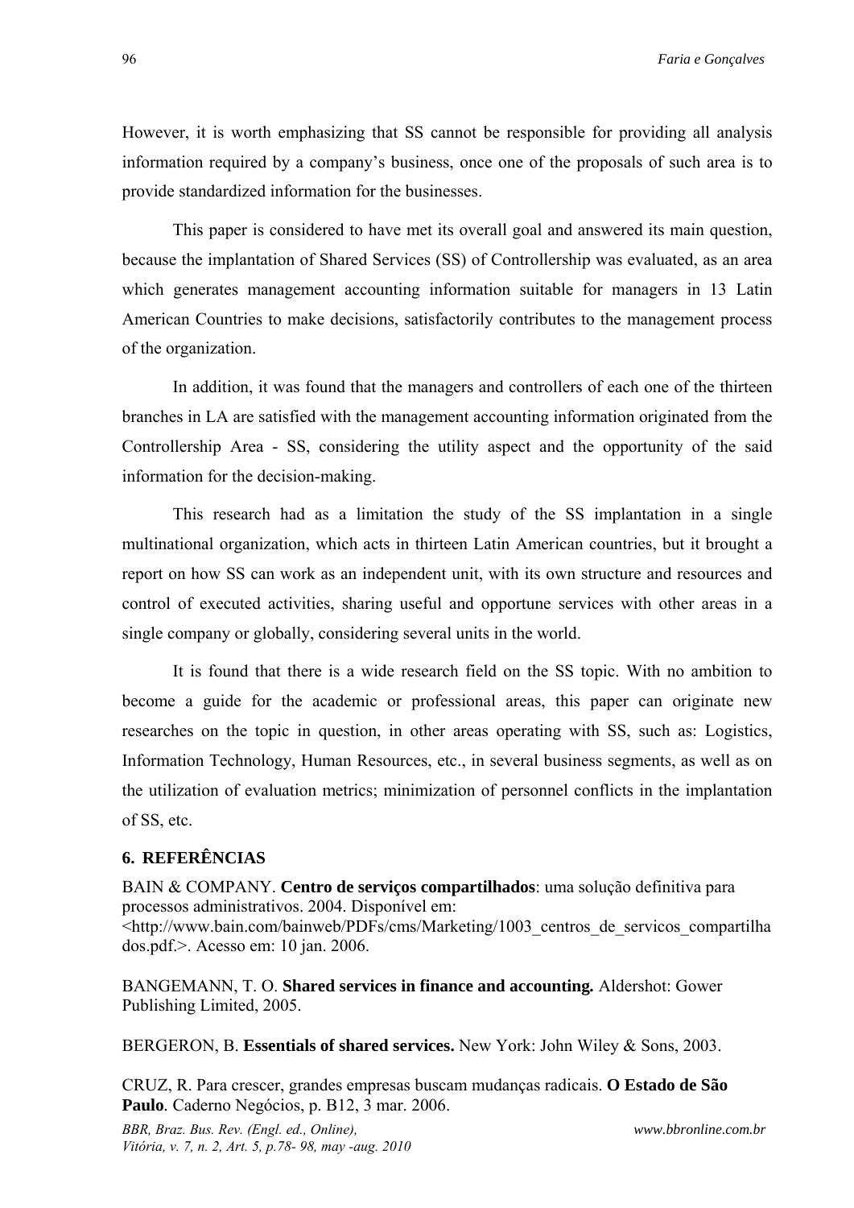However, it is worth emphasizing that SS cannot be responsible for providing all analysis information required by a company's business, once one of the proposals of such area is to provide standardized information for the businesses.

This paper is considered to have met its overall goal and answered its main question, because the implantation of Shared Services (SS) of Controllership was evaluated, as an area which generates management accounting information suitable for managers in 13 Latin American Countries to make decisions, satisfactorily contributes to the management process of the organization.

In addition, it was found that the managers and controllers of each one of the thirteen branches in LA are satisfied with the management accounting information originated from the Controllership Area - SS, considering the utility aspect and the opportunity of the said information for the decision-making.

This research had as a limitation the study of the SS implantation in a single multinational organization, which acts in thirteen Latin American countries, but it brought a report on how SS can work as an independent unit, with its own structure and resources and control of executed activities, sharing useful and opportune services with other areas in a single company or globally, considering several units in the world.

It is found that there is a wide research field on the SS topic. With no ambition to become a guide for the academic or professional areas, this paper can originate new researches on the topic in question, in other areas operating with SS, such as: Logistics, Information Technology, Human Resources, etc., in several business segments, as well as on the utilization of evaluation metrics; minimization of personnel conflicts in the implantation of SS, etc.

## 6. REFERÊNCIAS

BAIN & COMPANY. **Centro de serviços compartilhados**: uma solução definitiva para processos administrativos. 2004. Disponível em: <http://www.bain.com/bainweb/PDFs/cms/Marketing/1003_centros_de_servicos_compartilhados.pdf.>. Acesso em: 10 jan. 2006.

BANGEMANN, T. O. **Shared services in finance and accounting.** Aldershot: Gower Publishing Limited, 2005.

BERGERON, B. **Essentials of shared services.** New York: John Wiley & Sons, 2003.

CRUZ, R. Para crescer, grandes empresas buscam mudanças radicais. **O Estado de São Paulo**. Caderno Negócios, p. B12, 3 mar. 2006.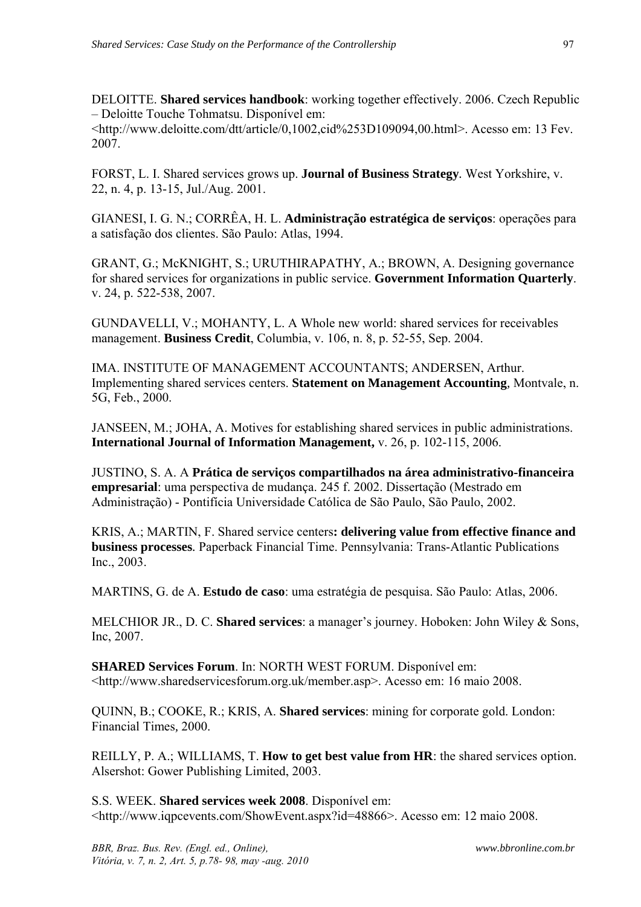DELOITTE. **Shared services handbook**: working together effectively. 2006. Czech Republic – Deloitte Touche Tohmatsu. Disponível em: <http://www.deloitte.com/dtt/article/0,1002,cid%253D109094,00.html>. Acesso em: 13 Fev. 2007.

FORST, L. I. Shared services grows up. **Journal of Business Strategy**. West Yorkshire, v. 22, n. 4, p. 13-15, Jul./Aug. 2001.

GIANESI, I. G. N.; CORRÊA, H. L. **Administração estratégica de serviços**: operações para a satisfação dos clientes. São Paulo: Atlas, 1994.

GRANT, G.; McKNIGHT, S.; URUTHIRAPATHY, A.; BROWN, A. Designing governance for shared services for organizations in public service. **Government Information Quarterly**. v. 24, p. 522-538, 2007.

GUNDAVELLI, V.; MOHANTY, L. A Whole new world: shared services for receivables management. **Business Credit**, Columbia, v. 106, n. 8, p. 52-55, Sep. 2004.

IMA. INSTITUTE OF MANAGEMENT ACCOUNTANTS; ANDERSEN, Arthur. Implementing shared services centers. **Statement on Management Accounting**, Montvale, n. 5G, Feb., 2000.

JANSEEN, M.; JOHA, A. Motives for establishing shared services in public administrations. **International Journal of Information Management,** v. 26, p. 102-115, 2006.

JUSTINO, S. A. A **Prática de serviços compartilhados na área administrativo-financeira empresarial**: uma perspectiva de mudança. 245 f. 2002. Dissertação (Mestrado em Administração) - Pontifícia Universidade Católica de São Paulo, São Paulo, 2002.

KRIS, A.; MARTIN, F. Shared service centers**: delivering value from effective finance and business processes**. Paperback Financial Time. Pennsylvania: Trans-Atlantic Publications Inc., 2003.

MARTINS, G. de A. **Estudo de caso**: uma estratégia de pesquisa. São Paulo: Atlas, 2006.

MELCHIOR JR., D. C. **Shared services**: a manager's journey. Hoboken: John Wiley & Sons, Inc, 2007.

**SHARED Services Forum**. In: NORTH WEST FORUM. Disponível em: <http://www.sharedservicesforum.org.uk/member.asp>. Acesso em: 16 maio 2008.

QUINN, B.; COOKE, R.; KRIS, A. **Shared services**: mining for corporate gold. London: Financial Times, 2000.

REILLY, P. A.; WILLIAMS, T. **How to get best value from HR**: the shared services option. Alsershot: Gower Publishing Limited, 2003.

S.S. WEEK. **Shared services week 2008**. Disponível em: <http://www.iqpcevents.com/ShowEvent.aspx?id=48866>. Acesso em: 12 maio 2008.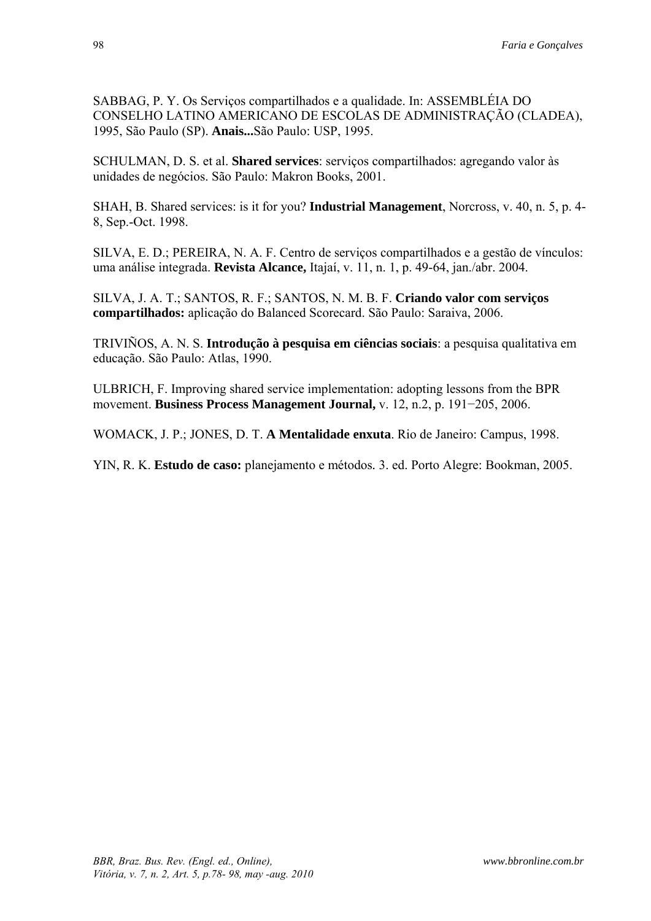SABBAG, P. Y. Os Serviços compartilhados e a qualidade. In: ASSEMBLÉIA DO CONSELHO LATINO AMERICANO DE ESCOLAS DE ADMINISTRAÇÃO (CLADEA), 1995, São Paulo (SP). **Anais...**São Paulo: USP, 1995.

SCHULMAN, D. S. et al. **Shared services**: serviços compartilhados: agregando valor às unidades de negócios. São Paulo: Makron Books, 2001.

SHAH, B. Shared services: is it for you? **Industrial Management**, Norcross, v. 40, n. 5, p. 4-8, Sep.-Oct. 1998.

SILVA, E. D.; PEREIRA, N. A. F. Centro de serviços compartilhados e a gestão de vínculos: uma análise integrada. **Revista Alcance,** Itajaí, v. 11, n. 1, p. 49-64, jan./abr. 2004.

SILVA, J. A. T.; SANTOS, R. F.; SANTOS, N. M. B. F. **Criando valor com serviços compartilhados:** aplicação do Balanced Scorecard. São Paulo: Saraiva, 2006.

TRIVIÑOS, A. N. S. **Introdução à pesquisa em ciências sociais**: a pesquisa qualitativa em educação. São Paulo: Atlas, 1990.

ULBRICH, F. Improving shared service implementation: adopting lessons from the BPR movement. **Business Process Management Journal,** v. 12, n.2, p. 191−205, 2006.

WOMACK, J. P.; JONES, D. T. **A Mentalidade enxuta**. Rio de Janeiro: Campus, 1998.

YIN, R. K. **Estudo de caso:** planejamento e métodos. 3. ed. Porto Alegre: Bookman, 2005.